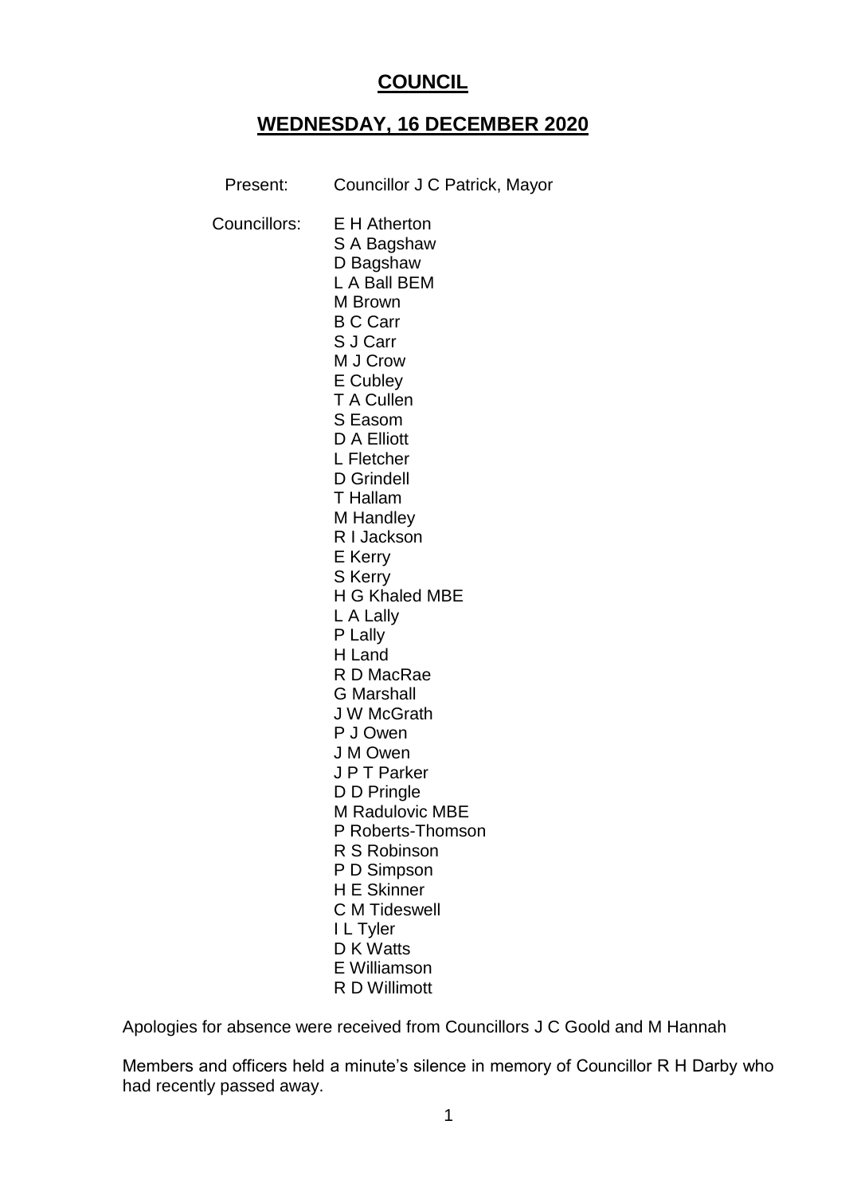# COUNCIL

## WEDNESDAY, 16 DECEMBER 2020

Present: Councillor J C Patrick, Mayor

Councillors:
E H Atherton
S A Bagshaw
D Bagshaw
L A Ball BEM
M Brown
B C Carr
S J Carr
M J Crow
E Cubley
T A Cullen
S Easom
D A Elliott
L Fletcher
D Grindell
T Hallam
M Handley
R I Jackson
E Kerry
S Kerry
H G Khaled MBE
L A Lally
P Lally
H Land
R D MacRae
G Marshall
J W McGrath
P J Owen
J M Owen
J P T Parker
D D Pringle
M Radulovic MBE
P Roberts-Thomson
R S Robinson
P D Simpson
H E Skinner
C M Tideswell
I L Tyler
D K Watts
E Williamson
R D Willimott

Apologies for absence were received from Councillors J C Goold and M Hannah

Members and officers held a minute's silence in memory of Councillor R H Darby who had recently passed away.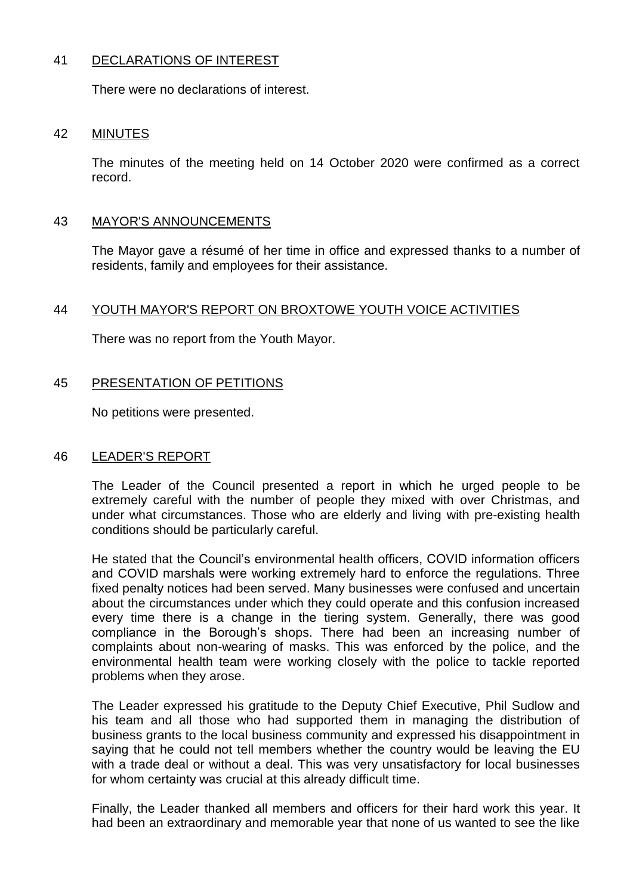## 41 DECLARATIONS OF INTEREST

There were no declarations of interest.

## 42 MINUTES

The minutes of the meeting held on 14 October 2020 were confirmed as a correct record.

## 43 MAYOR'S ANNOUNCEMENTS

The Mayor gave a résumé of her time in office and expressed thanks to a number of residents, family and employees for their assistance.

## 44 YOUTH MAYOR'S REPORT ON BROXTOWE YOUTH VOICE ACTIVITIES

There was no report from the Youth Mayor.

## 45 PRESENTATION OF PETITIONS

No petitions were presented.

## 46 LEADER'S REPORT

The Leader of the Council presented a report in which he urged people to be extremely careful with the number of people they mixed with over Christmas, and under what circumstances. Those who are elderly and living with pre-existing health conditions should be particularly careful.

He stated that the Council's environmental health officers, COVID information officers and COVID marshals were working extremely hard to enforce the regulations. Three fixed penalty notices had been served. Many businesses were confused and uncertain about the circumstances under which they could operate and this confusion increased every time there is a change in the tiering system. Generally, there was good compliance in the Borough's shops. There had been an increasing number of complaints about non-wearing of masks. This was enforced by the police, and the environmental health team were working closely with the police to tackle reported problems when they arose.

The Leader expressed his gratitude to the Deputy Chief Executive, Phil Sudlow and his team and all those who had supported them in managing the distribution of business grants to the local business community and expressed his disappointment in saying that he could not tell members whether the country would be leaving the EU with a trade deal or without a deal. This was very unsatisfactory for local businesses for whom certainty was crucial at this already difficult time.

Finally, the Leader thanked all members and officers for their hard work this year. It had been an extraordinary and memorable year that none of us wanted to see the like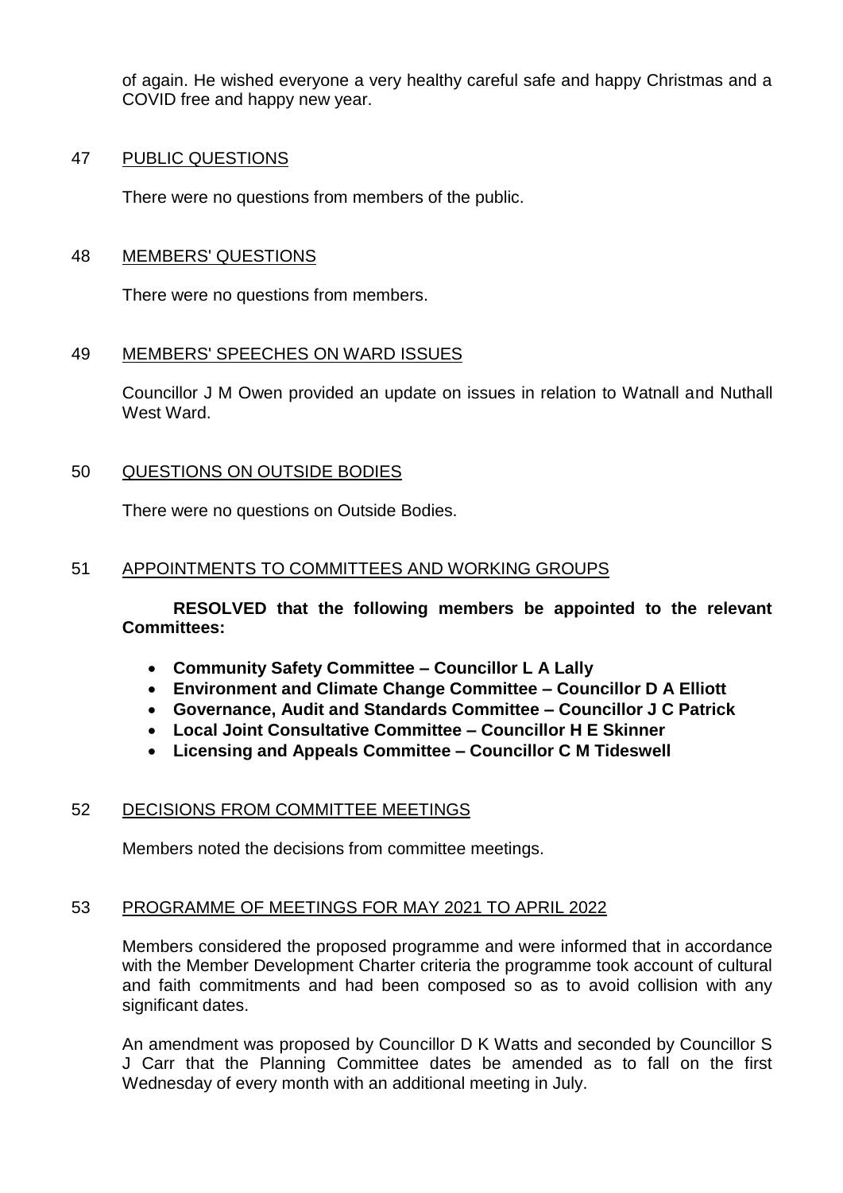of again. He wished everyone a very healthy careful safe and happy Christmas and a COVID free and happy new year.

## 47 PUBLIC QUESTIONS

There were no questions from members of the public.

## 48 MEMBERS' QUESTIONS

There were no questions from members.

## 49 MEMBERS' SPEECHES ON WARD ISSUES

Councillor J M Owen provided an update on issues in relation to Watnall and Nuthall West Ward.

## 50 QUESTIONS ON OUTSIDE BODIES

There were no questions on Outside Bodies.

## 51 APPOINTMENTS TO COMMITTEES AND WORKING GROUPS

**RESOLVED that the following members be appointed to the relevant Committees:**

- **Community Safety Committee – Councillor L A Lally**
- **Environment and Climate Change Committee – Councillor D A Elliott**
- **Governance, Audit and Standards Committee – Councillor J C Patrick**
- **Local Joint Consultative Committee – Councillor H E Skinner**
- **Licensing and Appeals Committee – Councillor C M Tideswell**

## 52 DECISIONS FROM COMMITTEE MEETINGS

Members noted the decisions from committee meetings.

## 53 PROGRAMME OF MEETINGS FOR MAY 2021 TO APRIL 2022

Members considered the proposed programme and were informed that in accordance with the Member Development Charter criteria the programme took account of cultural and faith commitments and had been composed so as to avoid collision with any significant dates.

An amendment was proposed by Councillor D K Watts and seconded by Councillor S J Carr that the Planning Committee dates be amended as to fall on the first Wednesday of every month with an additional meeting in July.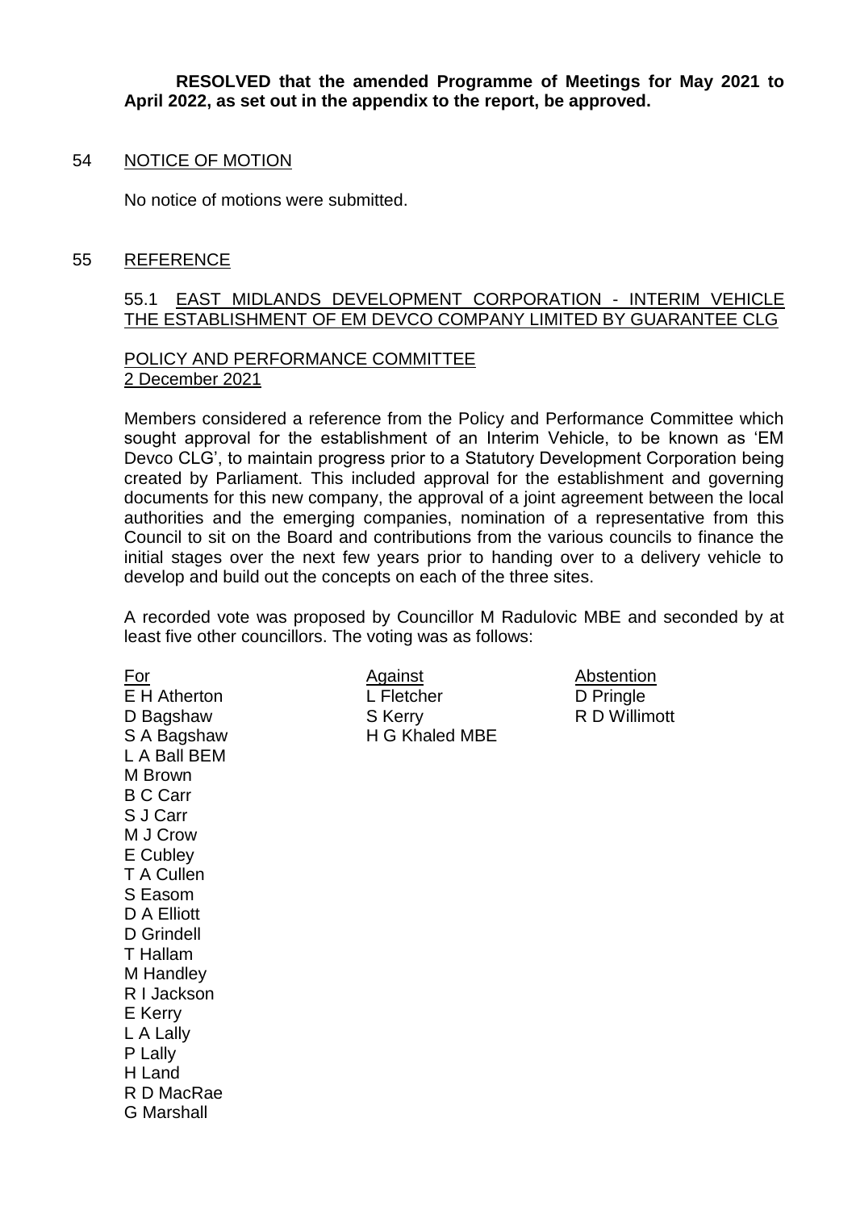**RESOLVED that the amended Programme of Meetings for May 2021 to April 2022, as set out in the appendix to the report, be approved.**

## 54 NOTICE OF MOTION

No notice of motions were submitted.

## 55 REFERENCE

### 55.1 EAST MIDLANDS DEVELOPMENT CORPORATION - INTERIM VEHICLE THE ESTABLISHMENT OF EM DEVCO COMPANY LIMITED BY GUARANTEE CLG

POLICY AND PERFORMANCE COMMITTEE
2 December 2021

Members considered a reference from the Policy and Performance Committee which sought approval for the establishment of an Interim Vehicle, to be known as 'EM Devco CLG', to maintain progress prior to a Statutory Development Corporation being created by Parliament. This included approval for the establishment and governing documents for this new company, the approval of a joint agreement between the local authorities and the emerging companies, nomination of a representative from this Council to sit on the Board and contributions from the various councils to finance the initial stages over the next few years prior to handing over to a delivery vehicle to develop and build out the concepts on each of the three sites.

A recorded vote was proposed by Councillor M Radulovic MBE and seconded by at least five other councillors. The voting was as follows:

| For | Against | Abstention |
| --- | --- | --- |
| E H Atherton | L Fletcher | D Pringle |
| D Bagshaw | S Kerry | R D Willimott |
| S A Bagshaw | H G Khaled MBE | |
| L A Ball BEM | | |
| M Brown | | |
| B C Carr | | |
| S J Carr | | |
| M J Crow | | |
| E Cubley | | |
| T A Cullen | | |
| S Easom | | |
| D A Elliott | | |
| D Grindell | | |
| T Hallam | | |
| M Handley | | |
| R I Jackson | | |
| E Kerry | | |
| L A Lally | | |
| P Lally | | |
| H Land | | |
| R D MacRae | | |
| G Marshall | | |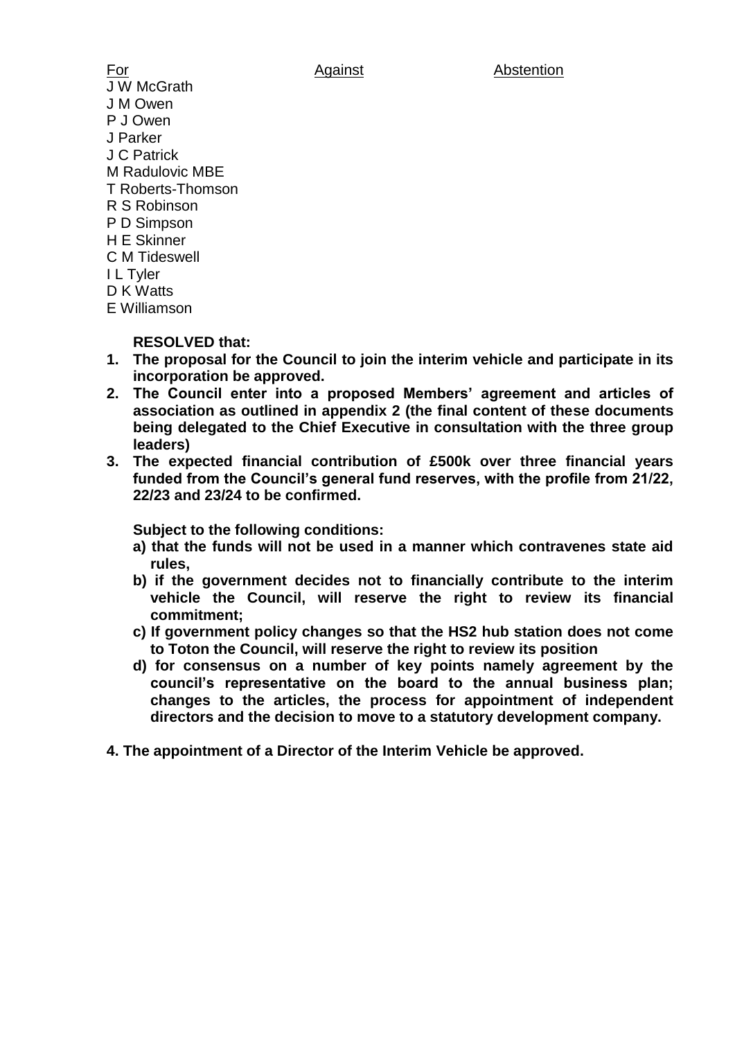| For | Against | Abstention |
| --- | --- | --- |
| J W McGrath | | |
| J M Owen | | |
| P J Owen | | |
| J Parker | | |
| J C Patrick | | |
| M Radulovic MBE | | |
| T Roberts-Thomson | | |
| R S Robinson | | |
| P D Simpson | | |
| H E Skinner | | |
| C M Tideswell | | |
| I L Tyler | | |
| D K Watts | | |
| E Williamson | | |

**RESOLVED that:**

1. **The proposal for the Council to join the interim vehicle and participate in its incorporation be approved.**
2. **The Council enter into a proposed Members' agreement and articles of association as outlined in appendix 2 (the final content of these documents being delegated to the Chief Executive in consultation with the three group leaders)**
3. **The expected financial contribution of £500k over three financial years funded from the Council's general fund reserves, with the profile from 21/22, 22/23 and 23/24 to be confirmed.**

   **Subject to the following conditions:**

   a) **that the funds will not be used in a manner which contravenes state aid rules,**
   b) **if the government decides not to financially contribute to the interim vehicle the Council, will reserve the right to review its financial commitment;**
   c) **If government policy changes so that the HS2 hub station does not come to Toton the Council, will reserve the right to review its position**
   d) **for consensus on a number of key points namely agreement by the council's representative on the board to the annual business plan; changes to the articles, the process for appointment of independent directors and the decision to move to a statutory development company.**

4. **The appointment of a Director of the Interim Vehicle be approved.**